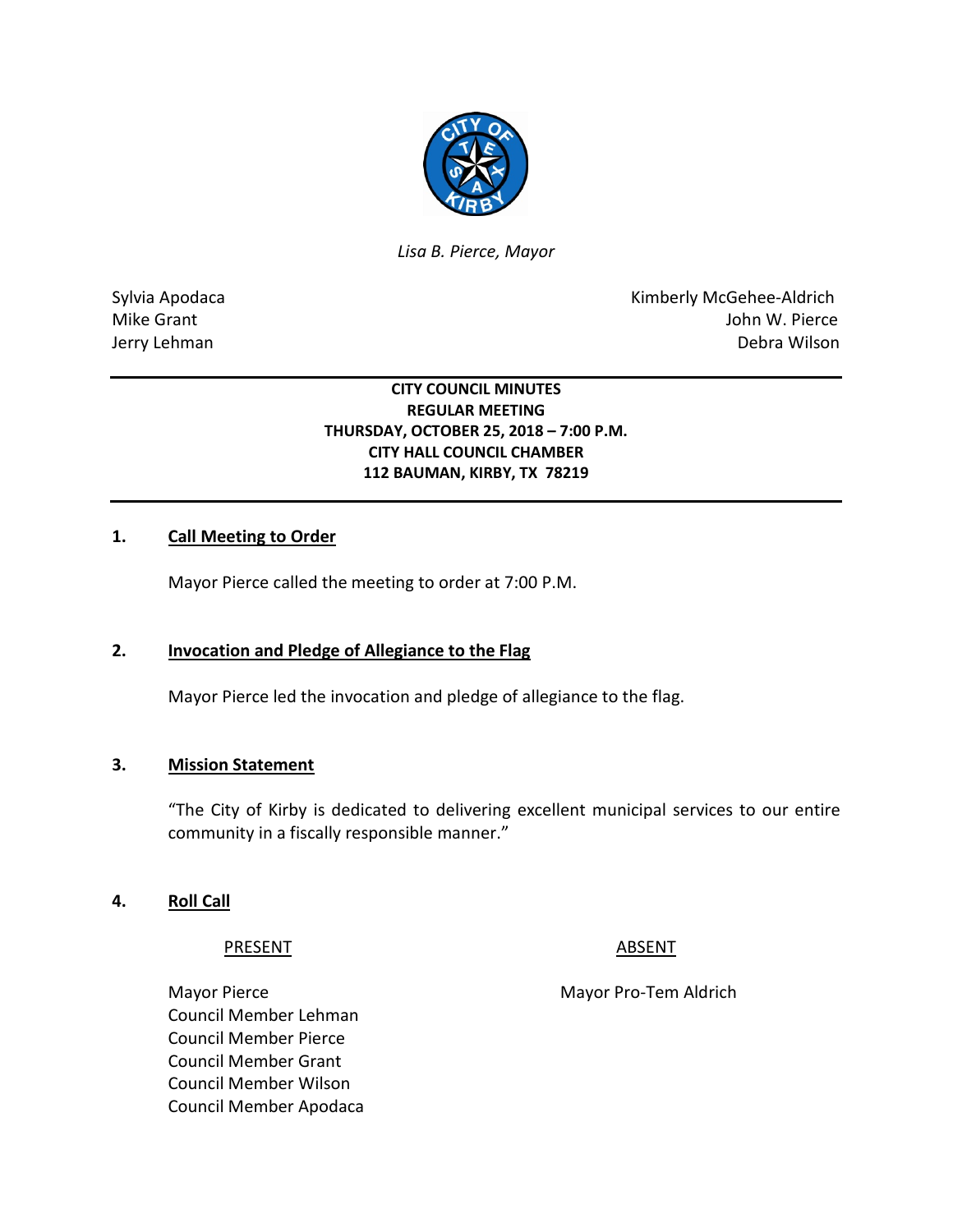*Lisa B. Pierce, Mayor*

Sylvia Apodaca
Mike Grant
Jerry Lehman

Kimberly McGehee-Aldrich
John W. Pierce
Debra Wilson

**CITY COUNCIL MINUTES**
**REGULAR MEETING**
**THURSDAY, OCTOBER 25, 2018 – 7:00 P.M.**
**CITY HALL COUNCIL CHAMBER**
**112 BAUMAN, KIRBY, TX 78219**

## 1. Call Meeting to Order

Mayor Pierce called the meeting to order at 7:00 P.M.

## 2. Invocation and Pledge of Allegiance to the Flag

Mayor Pierce led the invocation and pledge of allegiance to the flag.

## 3. Mission Statement

"The City of Kirby is dedicated to delivering excellent municipal services to our entire community in a fiscally responsible manner."

## 4. Roll Call

| PRESENT | ABSENT |
|---|---|
| Mayor Pierce | Mayor Pro-Tem Aldrich |
| Council Member Lehman | |
| Council Member Pierce | |
| Council Member Grant | |
| Council Member Wilson | |
| Council Member Apodaca | |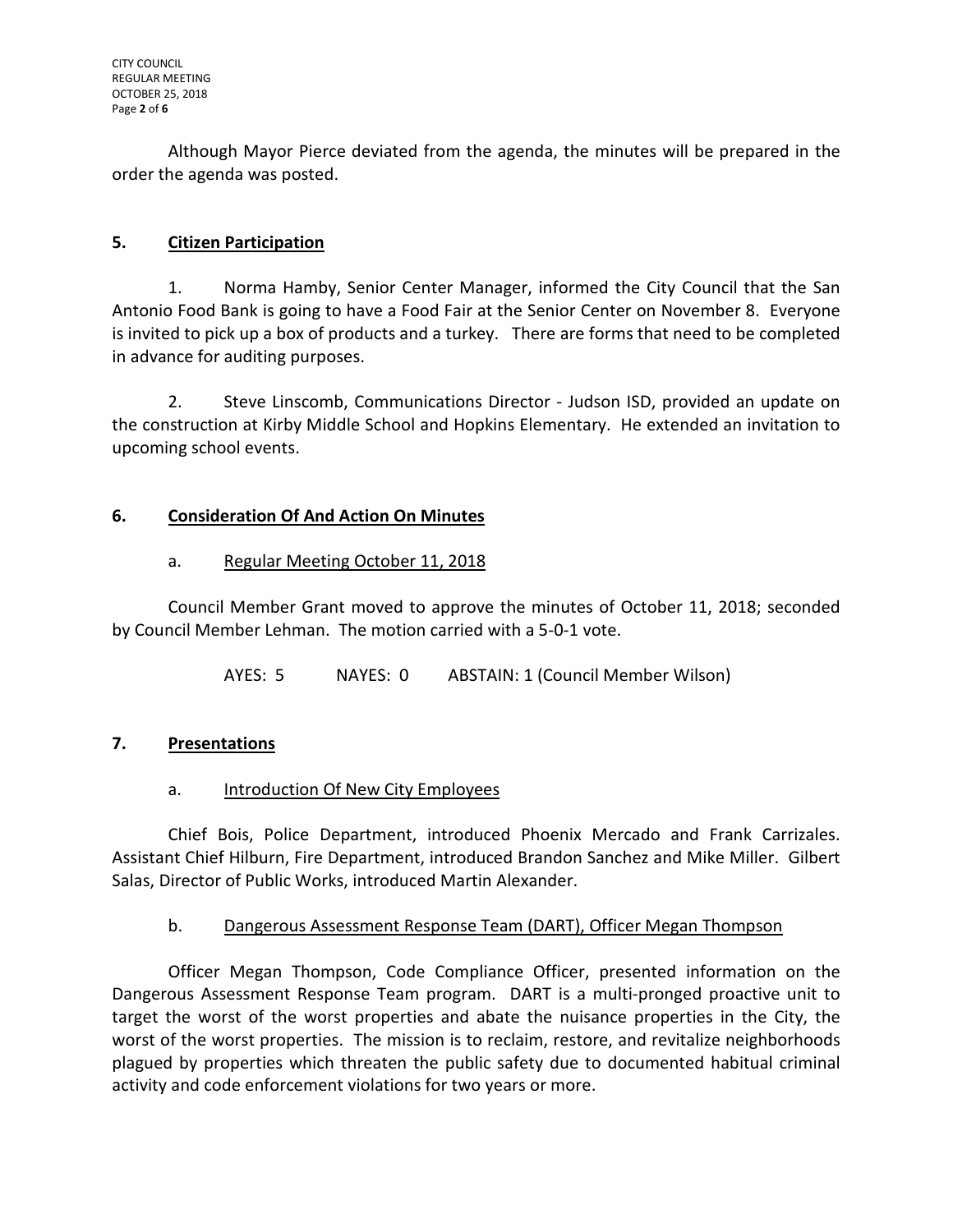Although Mayor Pierce deviated from the agenda, the minutes will be prepared in the order the agenda was posted.

## 5. Citizen Participation

1. Norma Hamby, Senior Center Manager, informed the City Council that the San Antonio Food Bank is going to have a Food Fair at the Senior Center on November 8. Everyone is invited to pick up a box of products and a turkey. There are forms that need to be completed in advance for auditing purposes.

2. Steve Linscomb, Communications Director - Judson ISD, provided an update on the construction at Kirby Middle School and Hopkins Elementary. He extended an invitation to upcoming school events.

## 6. Consideration Of And Action On Minutes

### a. Regular Meeting October 11, 2018

Council Member Grant moved to approve the minutes of October 11, 2018; seconded by Council Member Lehman. The motion carried with a 5-0-1 vote.

AYES: 5 NAYES: 0 ABSTAIN: 1 (Council Member Wilson)

## 7. Presentations

### a. Introduction Of New City Employees

Chief Bois, Police Department, introduced Phoenix Mercado and Frank Carrizales. Assistant Chief Hilburn, Fire Department, introduced Brandon Sanchez and Mike Miller. Gilbert Salas, Director of Public Works, introduced Martin Alexander.

### b. Dangerous Assessment Response Team (DART), Officer Megan Thompson

Officer Megan Thompson, Code Compliance Officer, presented information on the Dangerous Assessment Response Team program. DART is a multi-pronged proactive unit to target the worst of the worst properties and abate the nuisance properties in the City, the worst of the worst properties. The mission is to reclaim, restore, and revitalize neighborhoods plagued by properties which threaten the public safety due to documented habitual criminal activity and code enforcement violations for two years or more.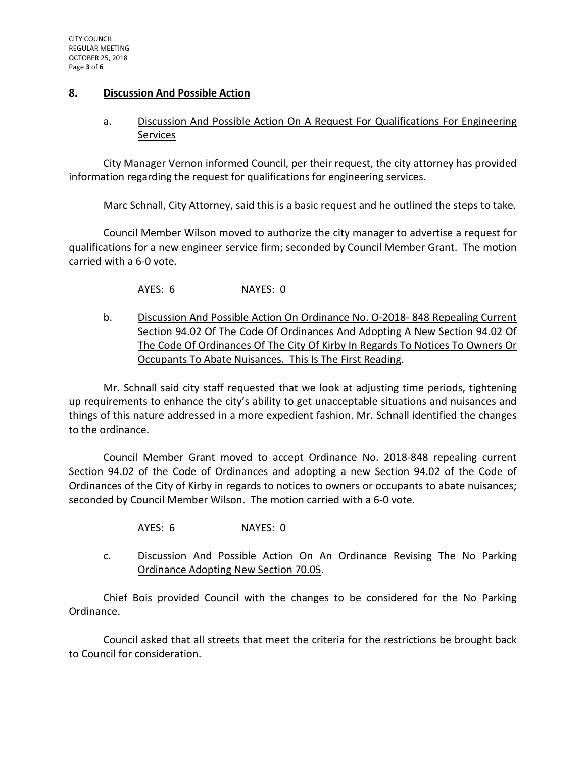## 8. Discussion And Possible Action

a. Discussion And Possible Action On A Request For Qualifications For Engineering Services

City Manager Vernon informed Council, per their request, the city attorney has provided information regarding the request for qualifications for engineering services.

Marc Schnall, City Attorney, said this is a basic request and he outlined the steps to take.

Council Member Wilson moved to authorize the city manager to advertise a request for qualifications for a new engineer service firm; seconded by Council Member Grant. The motion carried with a 6-0 vote.

AYES: 6 NAYES: 0

b. Discussion And Possible Action On Ordinance No. O-2018- 848 Repealing Current Section 94.02 Of The Code Of Ordinances And Adopting A New Section 94.02 Of The Code Of Ordinances Of The City Of Kirby In Regards To Notices To Owners Or Occupants To Abate Nuisances. This Is The First Reading.

Mr. Schnall said city staff requested that we look at adjusting time periods, tightening up requirements to enhance the city's ability to get unacceptable situations and nuisances and things of this nature addressed in a more expedient fashion. Mr. Schnall identified the changes to the ordinance.

Council Member Grant moved to accept Ordinance No. 2018-848 repealing current Section 94.02 of the Code of Ordinances and adopting a new Section 94.02 of the Code of Ordinances of the City of Kirby in regards to notices to owners or occupants to abate nuisances; seconded by Council Member Wilson. The motion carried with a 6-0 vote.

AYES: 6 NAYES: 0

c. Discussion And Possible Action On An Ordinance Revising The No Parking Ordinance Adopting New Section 70.05.

Chief Bois provided Council with the changes to be considered for the No Parking Ordinance.

Council asked that all streets that meet the criteria for the restrictions be brought back to Council for consideration.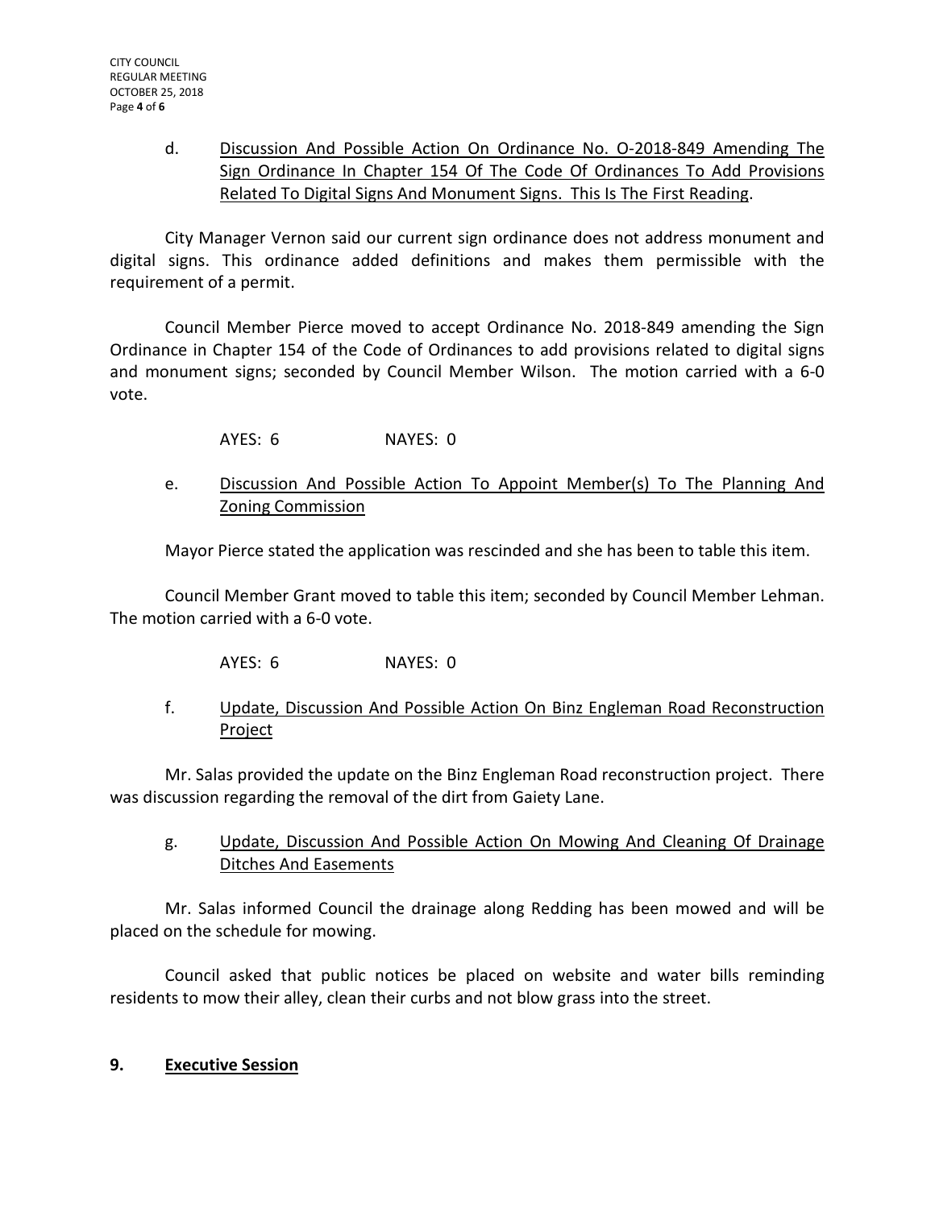d. <u>Discussion And Possible Action On Ordinance No. O-2018-849 Amending The Sign Ordinance In Chapter 154 Of The Code Of Ordinances To Add Provisions Related To Digital Signs And Monument Signs. This Is The First Reading</u>.

City Manager Vernon said our current sign ordinance does not address monument and digital signs. This ordinance added definitions and makes them permissible with the requirement of a permit.

Council Member Pierce moved to accept Ordinance No. 2018-849 amending the Sign Ordinance in Chapter 154 of the Code of Ordinances to add provisions related to digital signs and monument signs; seconded by Council Member Wilson. The motion carried with a 6-0 vote.

AYES: 6 NAYES: 0

e. <u>Discussion And Possible Action To Appoint Member(s) To The Planning And Zoning Commission</u>

Mayor Pierce stated the application was rescinded and she has been to table this item.

Council Member Grant moved to table this item; seconded by Council Member Lehman. The motion carried with a 6-0 vote.

AYES: 6 NAYES: 0

f. <u>Update, Discussion And Possible Action On Binz Engleman Road Reconstruction Project</u>

Mr. Salas provided the update on the Binz Engleman Road reconstruction project. There was discussion regarding the removal of the dirt from Gaiety Lane.

g. <u>Update, Discussion And Possible Action On Mowing And Cleaning Of Drainage Ditches And Easements</u>

Mr. Salas informed Council the drainage along Redding has been mowed and will be placed on the schedule for mowing.

Council asked that public notices be placed on website and water bills reminding residents to mow their alley, clean their curbs and not blow grass into the street.

## 9. <u>Executive Session</u>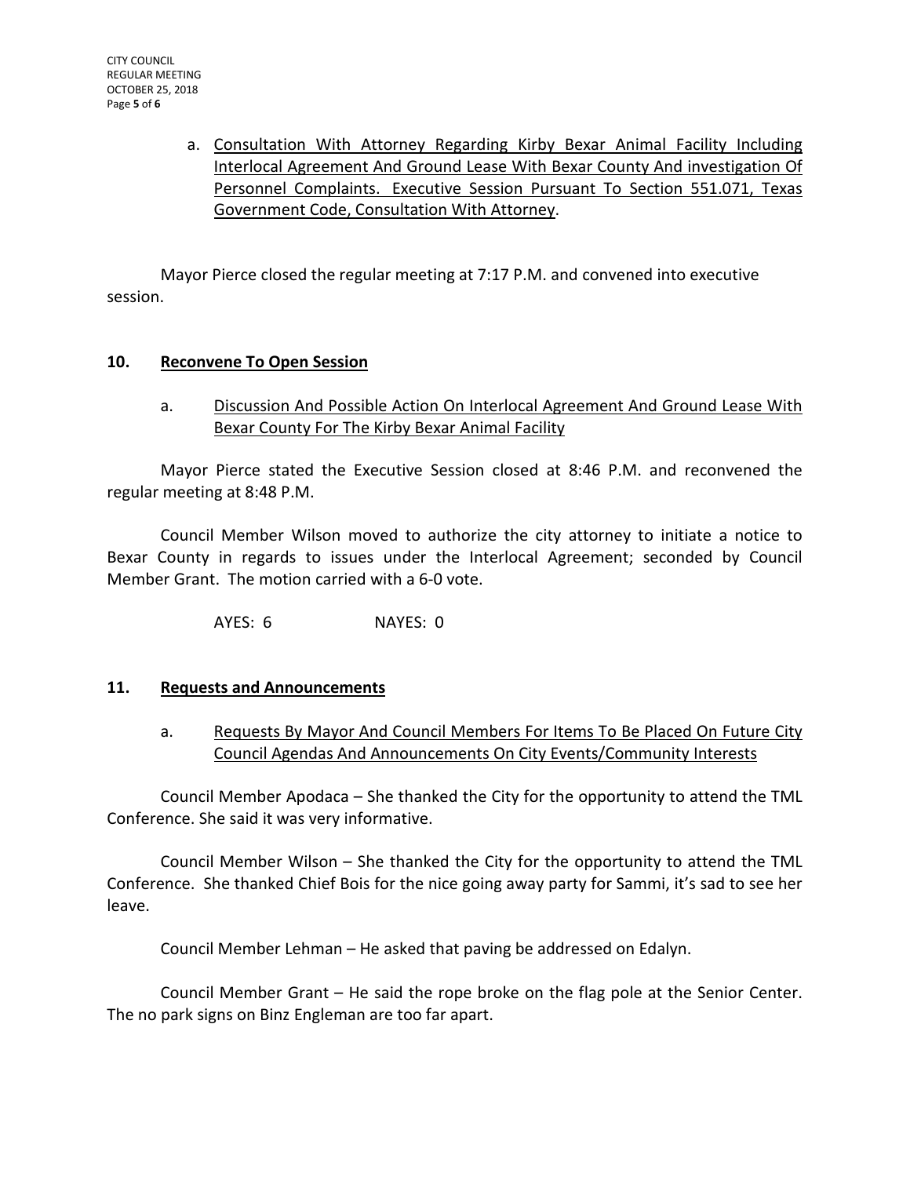a. Consultation With Attorney Regarding Kirby Bexar Animal Facility Including Interlocal Agreement And Ground Lease With Bexar County And investigation Of Personnel Complaints. Executive Session Pursuant To Section 551.071, Texas Government Code, Consultation With Attorney.

Mayor Pierce closed the regular meeting at 7:17 P.M. and convened into executive session.

## 10. Reconvene To Open Session

a. Discussion And Possible Action On Interlocal Agreement And Ground Lease With Bexar County For The Kirby Bexar Animal Facility

Mayor Pierce stated the Executive Session closed at 8:46 P.M. and reconvened the regular meeting at 8:48 P.M.

Council Member Wilson moved to authorize the city attorney to initiate a notice to Bexar County in regards to issues under the Interlocal Agreement; seconded by Council Member Grant. The motion carried with a 6-0 vote.

AYES: 6 NAYES: 0

## 11. Requests and Announcements

a. Requests By Mayor And Council Members For Items To Be Placed On Future City Council Agendas And Announcements On City Events/Community Interests

Council Member Apodaca – She thanked the City for the opportunity to attend the TML Conference. She said it was very informative.

Council Member Wilson – She thanked the City for the opportunity to attend the TML Conference. She thanked Chief Bois for the nice going away party for Sammi, it's sad to see her leave.

Council Member Lehman – He asked that paving be addressed on Edalyn.

Council Member Grant – He said the rope broke on the flag pole at the Senior Center. The no park signs on Binz Engleman are too far apart.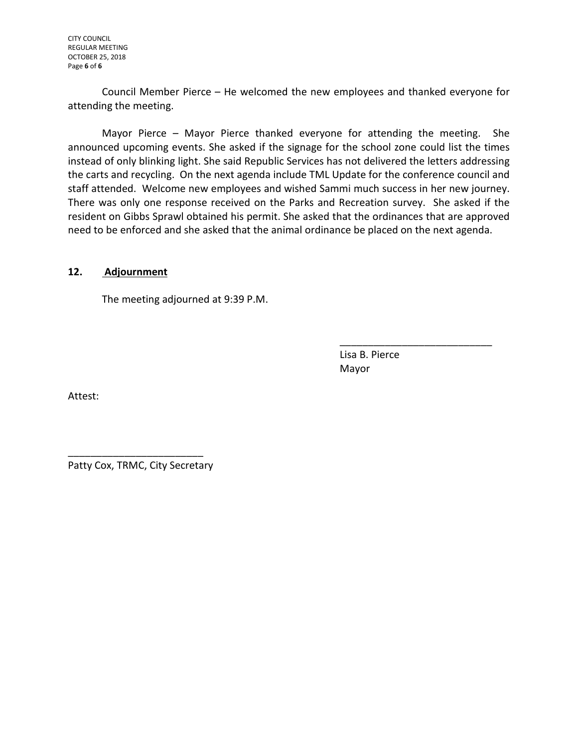Council Member Pierce – He welcomed the new employees and thanked everyone for attending the meeting.

Mayor Pierce – Mayor Pierce thanked everyone for attending the meeting. She announced upcoming events. She asked if the signage for the school zone could list the times instead of only blinking light. She said Republic Services has not delivered the letters addressing the carts and recycling. On the next agenda include TML Update for the conference council and staff attended. Welcome new employees and wished Sammi much success in her new journey. There was only one response received on the Parks and Recreation survey. She asked if the resident on Gibbs Sprawl obtained his permit. She asked that the ordinances that are approved need to be enforced and she asked that the animal ordinance be placed on the next agenda.

## 12. **Adjournment**

The meeting adjourned at 9:39 P.M.

\_\_\_\_\_\_\_\_\_\_\_\_\_\_\_\_\_\_\_\_\_\_\_\_\_\_\_\_
Lisa B. Pierce
Mayor

Attest:

\_\_\_\_\_\_\_\_\_\_\_\_\_\_\_\_\_\_\_\_\_\_\_\_\_
Patty Cox, TRMC, City Secretary